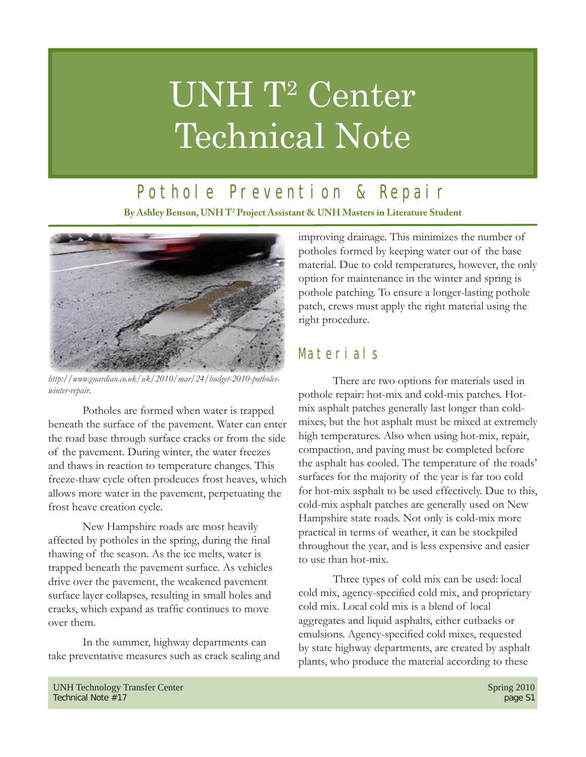# UNH T² Center Technical Note

## Pothole Prevention & Repair

**By Ashley Benson, UNH T² Project Assistant & UNH Masters in Literature Student**

*http://www.guardian.co.uk/uk/2010/mar/24/budget-2010-potholes-winter-repair.*

Potholes are formed when water is trapped beneath the surface of the pavement. Water can enter the road base through surface cracks or from the side of the pavement. During winter, the water freezes and thaws in reaction to temperature changes. This freeze-thaw cycle often prodeuces frost heaves, which allows more water in the pavement, perpetuating the frost heave creation cycle.

New Hampshire roads are most heavily affected by potholes in the spring, during the final thawing of the season. As the ice melts, water is trapped beneath the pavement surface. As vehicles drive over the pavement, the weakened pavement surface layer collapses, resulting in small holes and cracks, which expand as traffic continues to move over them.

In the summer, highway departments can take preventative measures such as crack sealing and improving drainage. This minimizes the number of potholes formed by keeping water out of the base material. Due to cold temperatures, however, the only option for maintenance in the winter and spring is pothole patching. To ensure a longer-lasting pothole patch, crews must apply the right material using the right procedure.

## Materials

There are two options for materials used in pothole repair: hot-mix and cold-mix patches. Hot-mix asphalt patches generally last longer than cold-mixes, but the hot asphalt must be mixed at extremely high temperatures. Also when using hot-mix, repair, compaction, and paving must be completed before the asphalt has cooled. The temperature of the roads' surfaces for the majority of the year is far too cold for hot-mix asphalt to be used effectively. Due to this, cold-mix asphalt patches are generally used on New Hampshire state roads. Not only is cold-mix more practical in terms of weather, it can be stockpiled throughout the year, and is less expensive and easier to use than hot-mix.

Three types of cold mix can be used: local cold mix, agency-specified cold mix, and proprietary cold mix. Local cold mix is a blend of local aggregates and liquid asphalts, either cutbacks or emulsions. Agency-specified cold mixes, requested by state highway departments, are created by asphalt plants, who produce the material according to these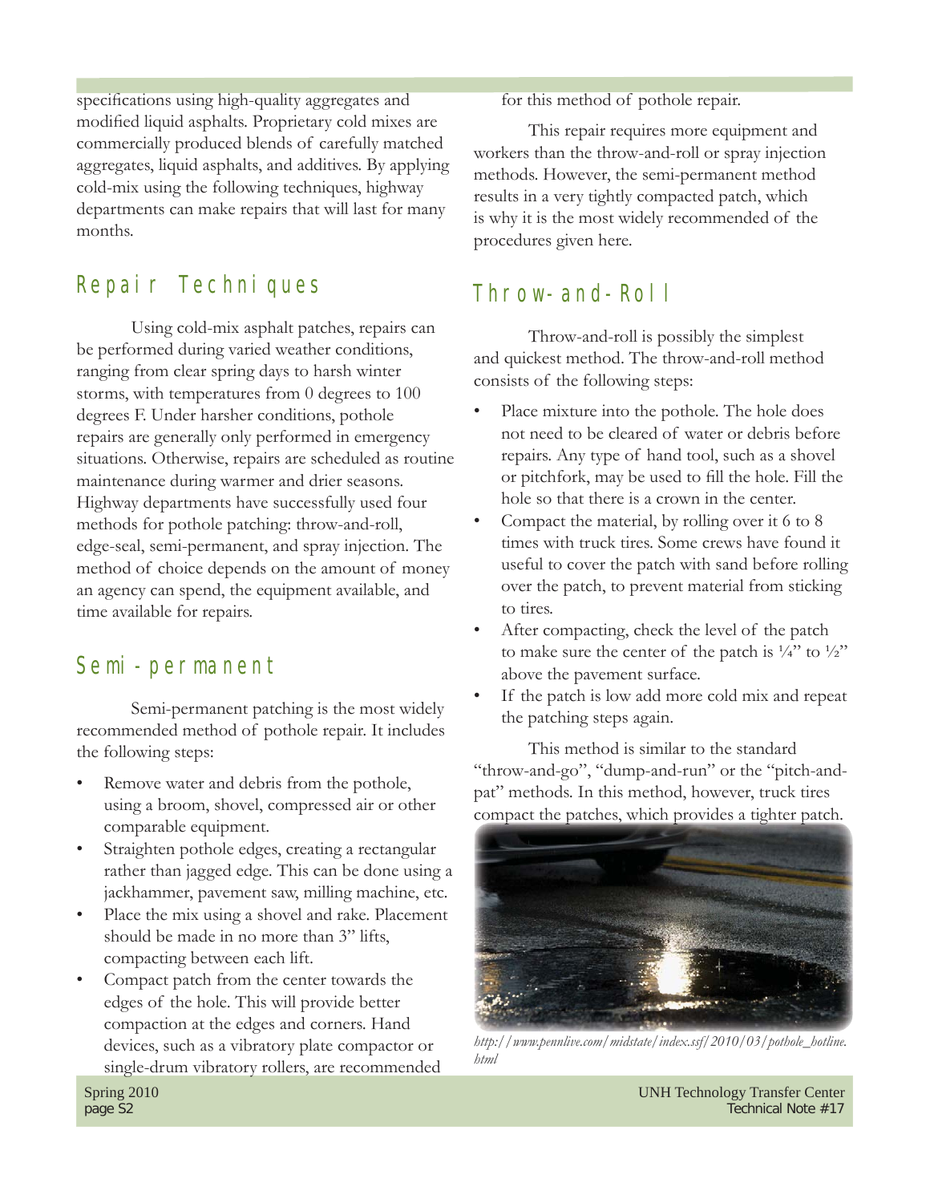specifications using high-quality aggregates and modified liquid asphalts. Proprietary cold mixes are commercially produced blends of carefully matched aggregates, liquid asphalts, and additives. By applying cold-mix using the following techniques, highway departments can make repairs that will last for many months.

## Repair Techniques

Using cold-mix asphalt patches, repairs can be performed during varied weather conditions, ranging from clear spring days to harsh winter storms, with temperatures from 0 degrees to 100 degrees F. Under harsher conditions, pothole repairs are generally only performed in emergency situations. Otherwise, repairs are scheduled as routine maintenance during warmer and drier seasons. Highway departments have successfully used four methods for pothole patching: throw-and-roll, edge-seal, semi-permanent, and spray injection. The method of choice depends on the amount of money an agency can spend, the equipment available, and time available for repairs.

## Semi-permanent

Semi-permanent patching is the most widely recommended method of pothole repair. It includes the following steps:

- Remove water and debris from the pothole, using a broom, shovel, compressed air or other comparable equipment.
- Straighten pothole edges, creating a rectangular rather than jagged edge. This can be done using a jackhammer, pavement saw, milling machine, etc.
- Place the mix using a shovel and rake. Placement should be made in no more than 3" lifts, compacting between each lift.
- Compact patch from the center towards the edges of the hole. This will provide better compaction at the edges and corners. Hand devices, such as a vibratory plate compactor or single-drum vibratory rollers, are recommended for this method of pothole repair.

This repair requires more equipment and workers than the throw-and-roll or spray injection methods. However, the semi-permanent method results in a very tightly compacted patch, which is why it is the most widely recommended of the procedures given here.

## Throw-and-Roll

Throw-and-roll is possibly the simplest and quickest method. The throw-and-roll method consists of the following steps:

- Place mixture into the pothole. The hole does not need to be cleared of water or debris before repairs. Any type of hand tool, such as a shovel or pitchfork, may be used to fill the hole. Fill the hole so that there is a crown in the center.
- Compact the material, by rolling over it 6 to 8 times with truck tires. Some crews have found it useful to cover the patch with sand before rolling over the patch, to prevent material from sticking to tires.
- After compacting, check the level of the patch to make sure the center of the patch is ¼" to ½" above the pavement surface.
- If the patch is low add more cold mix and repeat the patching steps again.

This method is similar to the standard "throw-and-go", "dump-and-run" or the "pitch-and-pat" methods. In this method, however, truck tires compact the patches, which provides a tighter patch.

*http://www.pennlive.com/midstate/index.ssf/2010/03/pothole_hotline.html*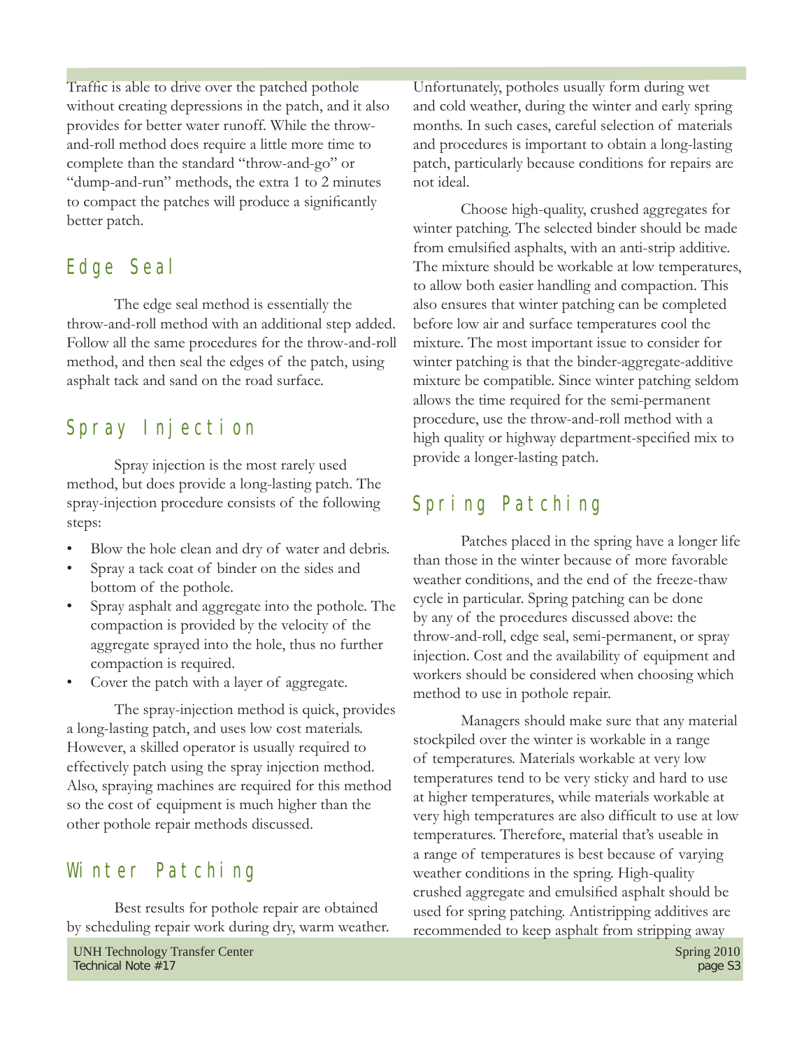Traffic is able to drive over the patched pothole without creating depressions in the patch, and it also provides for better water runoff. While the throw-and-roll method does require a little more time to complete than the standard "throw-and-go" or "dump-and-run" methods, the extra 1 to 2 minutes to compact the patches will produce a significantly better patch.

## Edge Seal

The edge seal method is essentially the throw-and-roll method with an additional step added. Follow all the same procedures for the throw-and-roll method, and then seal the edges of the patch, using asphalt tack and sand on the road surface.

## Spray Injection

Spray injection is the most rarely used method, but does provide a long-lasting patch. The spray-injection procedure consists of the following steps:

- Blow the hole clean and dry of water and debris.
- Spray a tack coat of binder on the sides and bottom of the pothole.
- Spray asphalt and aggregate into the pothole. The compaction is provided by the velocity of the aggregate sprayed into the hole, thus no further compaction is required.
- Cover the patch with a layer of aggregate.

The spray-injection method is quick, provides a long-lasting patch, and uses low cost materials. However, a skilled operator is usually required to effectively patch using the spray injection method. Also, spraying machines are required for this method so the cost of equipment is much higher than the other pothole repair methods discussed.

## Winter Patching

Best results for pothole repair are obtained by scheduling repair work during dry, warm weather. Unfortunately, potholes usually form during wet and cold weather, during the winter and early spring months. In such cases, careful selection of materials and procedures is important to obtain a long-lasting patch, particularly because conditions for repairs are not ideal.

Choose high-quality, crushed aggregates for winter patching. The selected binder should be made from emulsified asphalts, with an anti-strip additive. The mixture should be workable at low temperatures, to allow both easier handling and compaction. This also ensures that winter patching can be completed before low air and surface temperatures cool the mixture. The most important issue to consider for winter patching is that the binder-aggregate-additive mixture be compatible. Since winter patching seldom allows the time required for the semi-permanent procedure, use the throw-and-roll method with a high quality or highway department-specified mix to provide a longer-lasting patch.

## Spring Patching

Patches placed in the spring have a longer life than those in the winter because of more favorable weather conditions, and the end of the freeze-thaw cycle in particular. Spring patching can be done by any of the procedures discussed above: the throw-and-roll, edge seal, semi-permanent, or spray injection. Cost and the availability of equipment and workers should be considered when choosing which method to use in pothole repair.

Managers should make sure that any material stockpiled over the winter is workable in a range of temperatures. Materials workable at very low temperatures tend to be very sticky and hard to use at higher temperatures, while materials workable at very high temperatures are also difficult to use at low temperatures. Therefore, material that's useable in a range of temperatures is best because of varying weather conditions in the spring. High-quality crushed aggregate and emulsified asphalt should be used for spring patching. Antistripping additives are recommended to keep asphalt from stripping away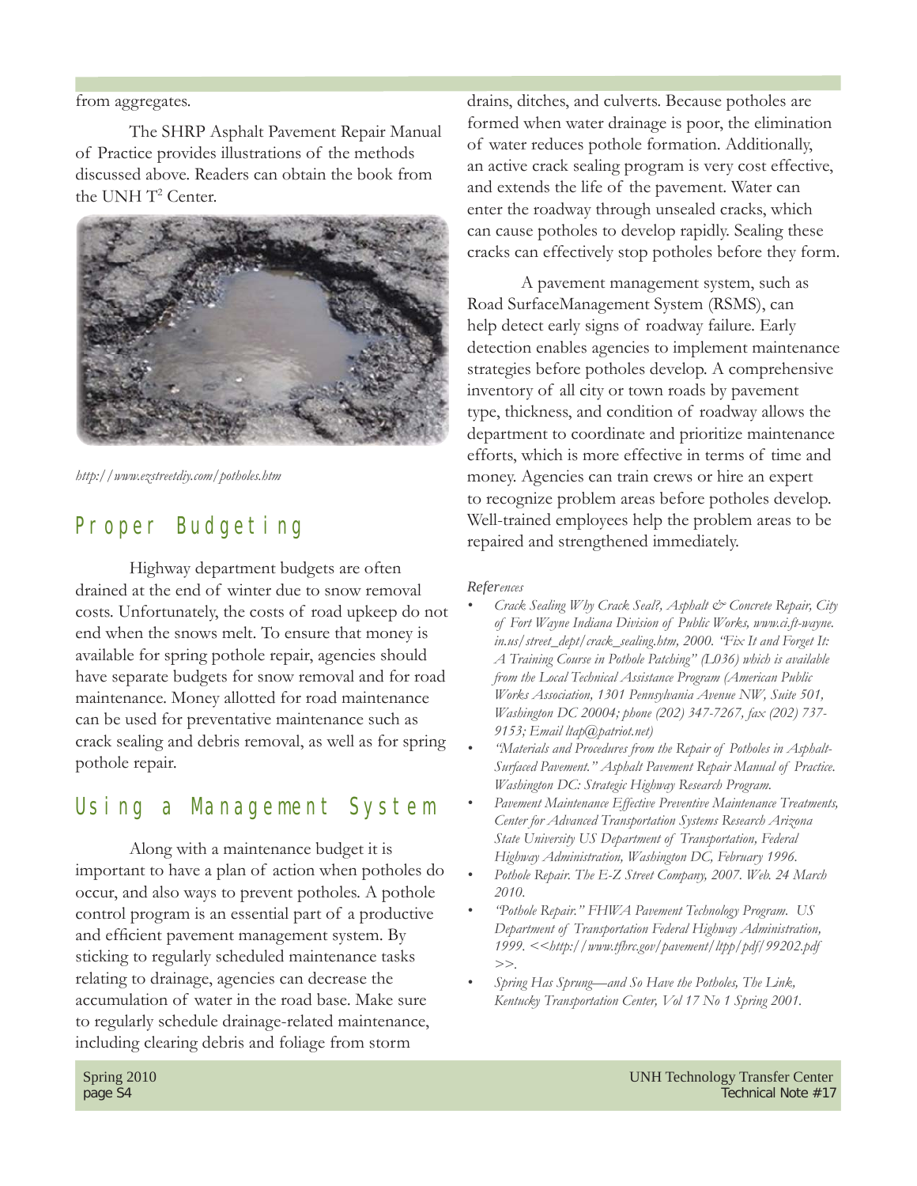from aggregates.

The SHRP Asphalt Pavement Repair Manual of Practice provides illustrations of the methods discussed above. Readers can obtain the book from the UNH T[2] Center.

*http://www.ezstreetdiy.com/potholes.htm*

## Proper Budgeting

Highway department budgets are often drained at the end of winter due to snow removal costs. Unfortunately, the costs of road upkeep do not end when the snows melt. To ensure that money is available for spring pothole repair, agencies should have separate budgets for snow removal and for road maintenance. Money allotted for road maintenance can be used for preventative maintenance such as crack sealing and debris removal, as well as for spring pothole repair.

## Using a Management System

Along with a maintenance budget it is important to have a plan of action when potholes do occur, and also ways to prevent potholes. A pothole control program is an essential part of a productive and efficient pavement management system. By sticking to regularly scheduled maintenance tasks relating to drainage, agencies can decrease the accumulation of water in the road base. Make sure to regularly schedule drainage-related maintenance, including clearing debris and foliage from storm drains, ditches, and culverts. Because potholes are formed when water drainage is poor, the elimination of water reduces pothole formation. Additionally, an active crack sealing program is very cost effective, and extends the life of the pavement. Water can enter the roadway through unsealed cracks, which can cause potholes to develop rapidly. Sealing these cracks can effectively stop potholes before they form.

A pavement management system, such as Road SurfaceManagement System (RSMS), can help detect early signs of roadway failure. Early detection enables agencies to implement maintenance strategies before potholes develop. A comprehensive inventory of all city or town roads by pavement type, thickness, and condition of roadway allows the department to coordinate and prioritize maintenance efforts, which is more effective in terms of time and money. Agencies can train crews or hire an expert to recognize problem areas before potholes develop. Well-trained employees help the problem areas to be repaired and strengthened immediately.

*References*

- *Crack Sealing Why Crack Seal?, Asphalt & Concrete Repair, City of Fort Wayne Indiana Division of Public Works, www.ci.ft-wayne.in.us/street_dept/crack_sealing.htm, 2000. "Fix It and Forget It: A Training Course in Pothole Patching" (L036) which is available from the Local Technical Assistance Program (American Public Works Association, 1301 Pennsylvania Avenue NW, Suite 501, Washington DC 20004; phone (202) 347-7267, fax (202) 737-9153; Email ltap@patriot.net)*
- *"Materials and Procedures from the Repair of Potholes in Asphalt-Surfaced Pavement." Asphalt Pavement Repair Manual of Practice. Washington DC: Strategic Highway Research Program.*
- *Pavement Maintenance Effective Preventive Maintenance Treatments, Center for Advanced Transportation Systems Research Arizona State University US Department of Transportation, Federal Highway Administration, Washington DC, February 1996.*
- *Pothole Repair. The E-Z Street Company, 2007. Web. 24 March 2010.*
- *"Pothole Repair." FHWA Pavement Technology Program. US Department of Transportation Federal Highway Administration, 1999. <<http://www.tfhrc.gov/pavement/ltpp/pdf/99202.pdf>>.*
- *Spring Has Sprung—and So Have the Potholes, The Link, Kentucky Transportation Center, Vol 17 No 1 Spring 2001.*